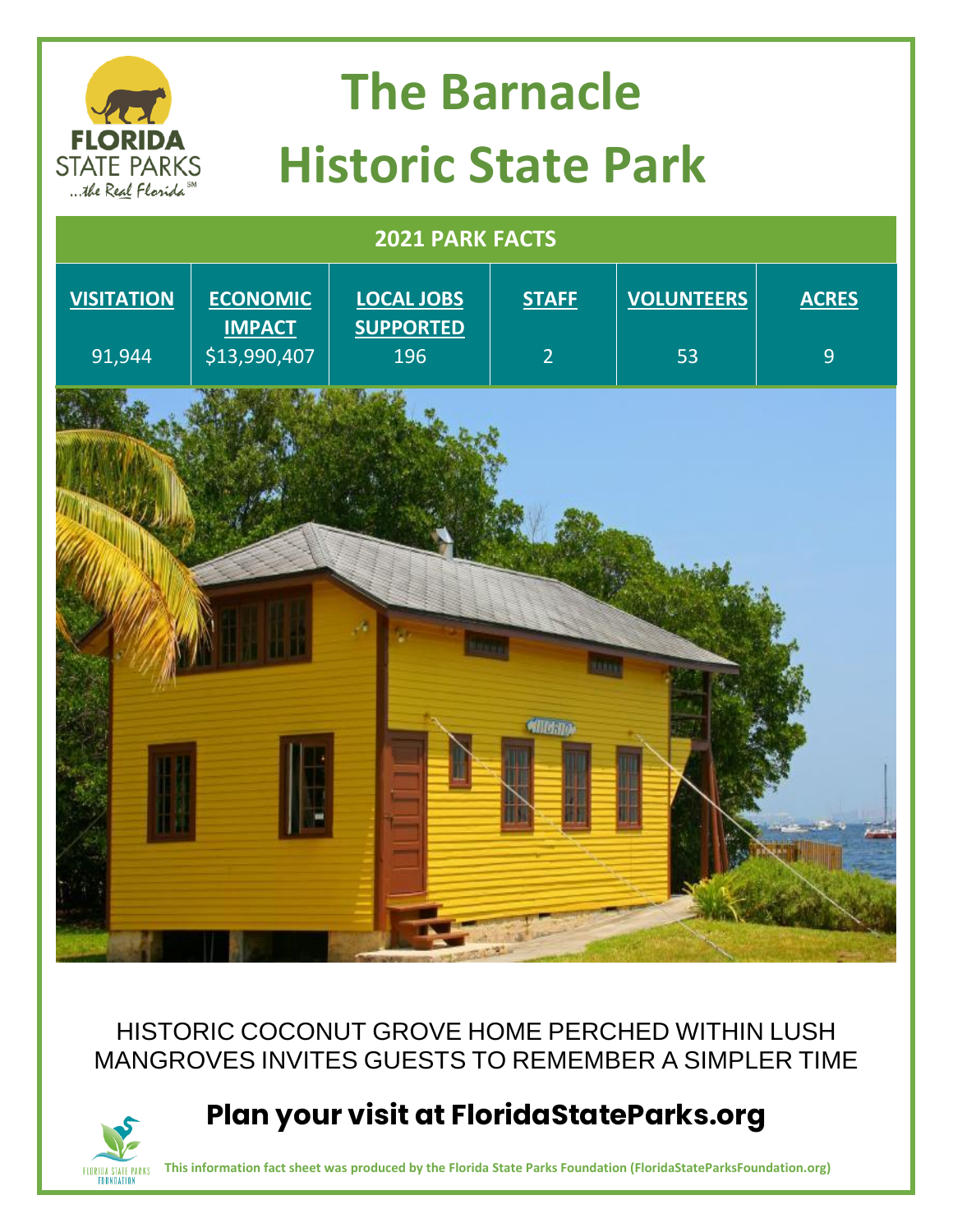# The Barnacle Historic State Park

## 2021 PARK FACTS

| VISITATION | ECONOMIC IMPACT | LOCAL JOBS SUPPORTED | STAFF | VOLUNTEERS | ACRES |
|---|---|---|---|---|---|
| 91,944 | $13,990,407 | 196 | 2 | 53 | 9 |

HISTORIC COCONUT GROVE HOME PERCHED WITHIN LUSH MANGROVES INVITES GUESTS TO REMEMBER A SIMPLER TIME

## Plan your visit at FloridaStateParks.org

**This information fact sheet was produced by the Florida State Parks Foundation (FloridaStateParksFoundation.org)**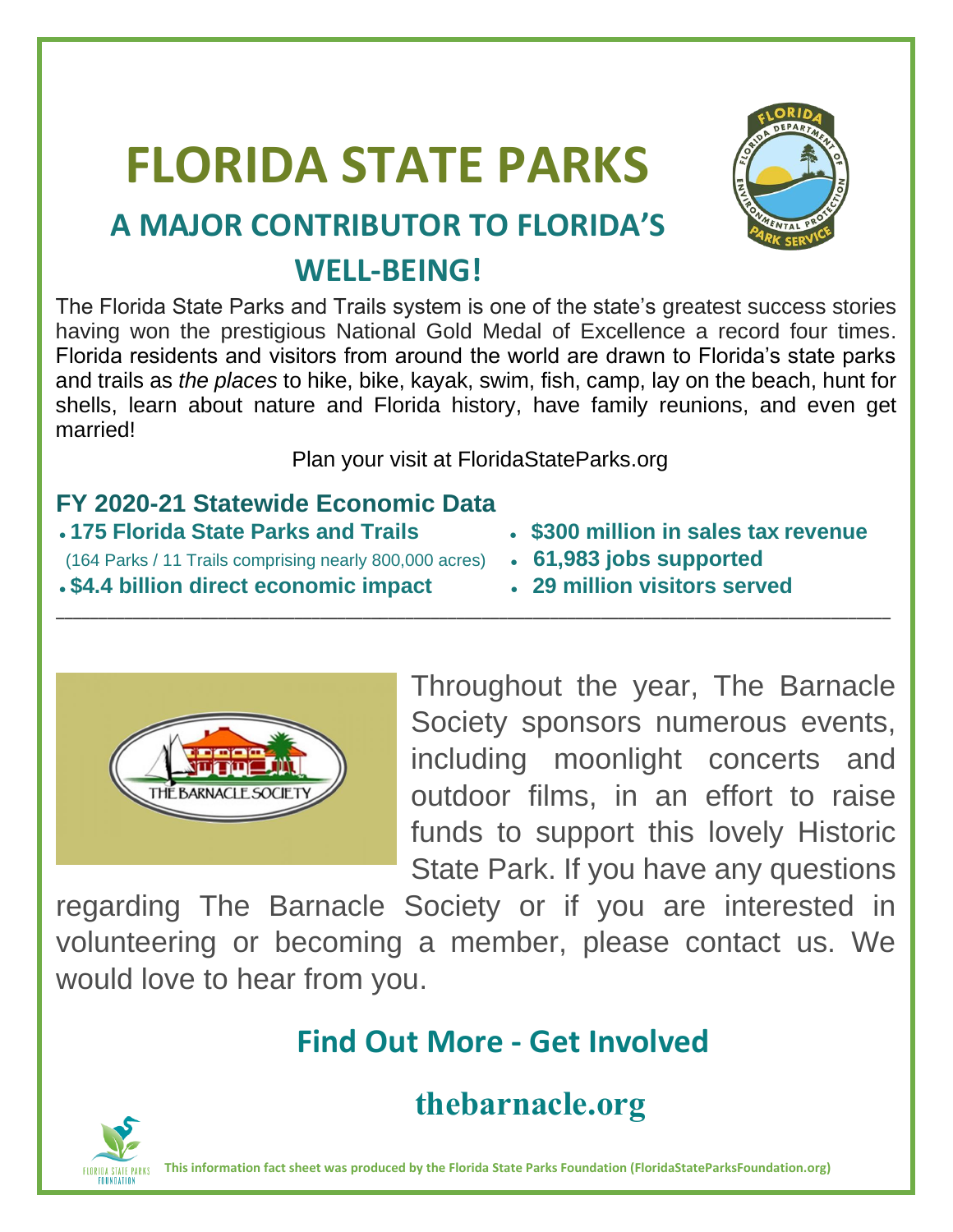# FLORIDA STATE PARKS

## A MAJOR CONTRIBUTOR TO FLORIDA'S WELL-BEING!

The Florida State Parks and Trails system is one of the state's greatest success stories having won the prestigious National Gold Medal of Excellence a record four times. Florida residents and visitors from around the world are drawn to Florida's state parks and trails as *the places* to hike, bike, kayak, swim, fish, camp, lay on the beach, hunt for shells, learn about nature and Florida history, have family reunions, and even get married!

Plan your visit at FloridaStateParks.org

### FY 2020-21 Statewide Economic Data

- **175 Florida State Parks and Trails**
  (164 Parks / 11 Trails comprising nearly 800,000 acres)
- **$4.4 billion direct economic impact**
- **$300 million in sales tax revenue**
- **61,983 jobs supported**
- **29 million visitors served**

---

THE BARNACLE SOCIETY

Throughout the year, The Barnacle Society sponsors numerous events, including moonlight concerts and outdoor films, in an effort to raise funds to support this lovely Historic State Park. If you have any questions regarding The Barnacle Society or if you are interested in volunteering or becoming a member, please contact us. We would love to hear from you.

## Find Out More - Get Involved

## thebarnacle.org

**This information fact sheet was produced by the Florida State Parks Foundation (FloridaStateParksFoundation.org)**